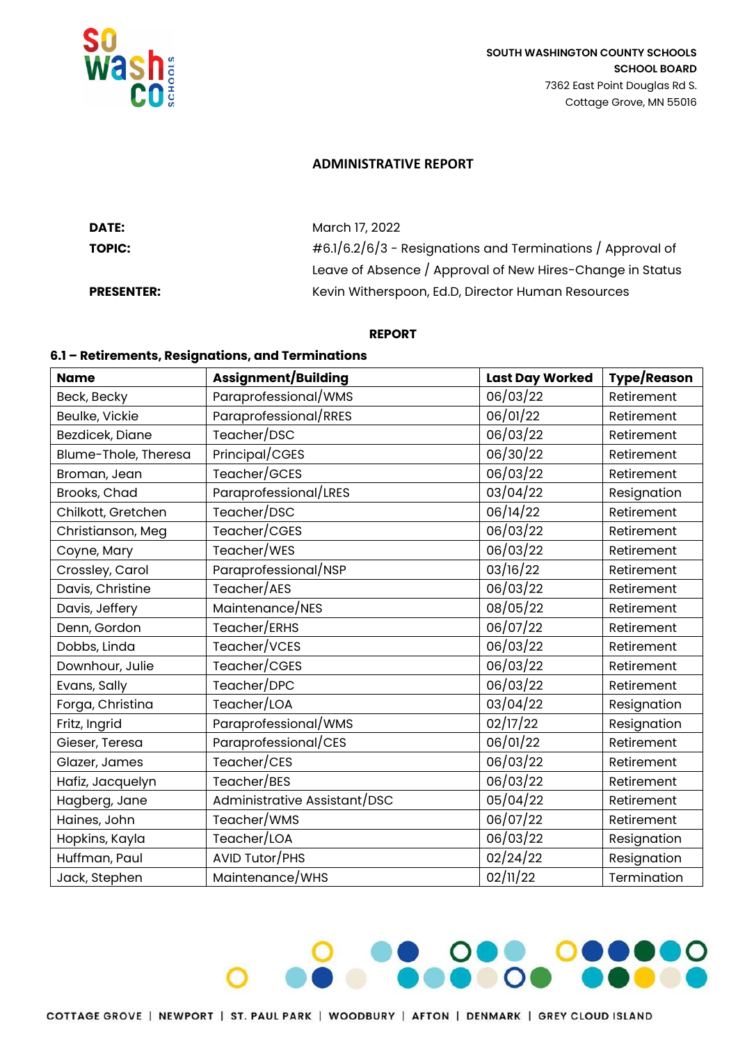SOUTH WASHINGTON COUNTY SCHOOLS
SCHOOL BOARD
7362 East Point Douglas Rd S.
Cottage Grove, MN 55016

## ADMINISTRATIVE REPORT

**DATE:** March 17, 2022

**TOPIC:** #6.1/6.2/6/3 - Resignations and Terminations / Approval of Leave of Absence / Approval of New Hires-Change in Status

**PRESENTER:** Kevin Witherspoon, Ed.D, Director Human Resources

### REPORT

### 6.1 – Retirements, Resignations, and Terminations

| Name | Assignment/Building | Last Day Worked | Type/Reason |
|---|---|---|---|
| Beck, Becky | Paraprofessional/WMS | 06/03/22 | Retirement |
| Beulke, Vickie | Paraprofessional/RRES | 06/01/22 | Retirement |
| Bezdicek, Diane | Teacher/DSC | 06/03/22 | Retirement |
| Blume-Thole, Theresa | Principal/CGES | 06/30/22 | Retirement |
| Broman, Jean | Teacher/GCES | 06/03/22 | Retirement |
| Brooks, Chad | Paraprofessional/LRES | 03/04/22 | Resignation |
| Chilkott, Gretchen | Teacher/DSC | 06/14/22 | Retirement |
| Christianson, Meg | Teacher/CGES | 06/03/22 | Retirement |
| Coyne, Mary | Teacher/WES | 06/03/22 | Retirement |
| Crossley, Carol | Paraprofessional/NSP | 03/16/22 | Retirement |
| Davis, Christine | Teacher/AES | 06/03/22 | Retirement |
| Davis, Jeffery | Maintenance/NES | 08/05/22 | Retirement |
| Denn, Gordon | Teacher/ERHS | 06/07/22 | Retirement |
| Dobbs, Linda | Teacher/VCES | 06/03/22 | Retirement |
| Downhour, Julie | Teacher/CGES | 06/03/22 | Retirement |
| Evans, Sally | Teacher/DPC | 06/03/22 | Retirement |
| Forga, Christina | Teacher/LOA | 03/04/22 | Resignation |
| Fritz, Ingrid | Paraprofessional/WMS | 02/17/22 | Resignation |
| Gieser, Teresa | Paraprofessional/CES | 06/01/22 | Retirement |
| Glazer, James | Teacher/CES | 06/03/22 | Retirement |
| Hafiz, Jacquelyn | Teacher/BES | 06/03/22 | Retirement |
| Hagberg, Jane | Administrative Assistant/DSC | 05/04/22 | Retirement |
| Haines, John | Teacher/WMS | 06/07/22 | Retirement |
| Hopkins, Kayla | Teacher/LOA | 06/03/22 | Resignation |
| Huffman, Paul | AVID Tutor/PHS | 02/24/22 | Resignation |
| Jack, Stephen | Maintenance/WHS | 02/11/22 | Termination |

COTTAGE GROVE | NEWPORT | ST. PAUL PARK | WOODBURY | AFTON | DENMARK | GREY CLOUD ISLAND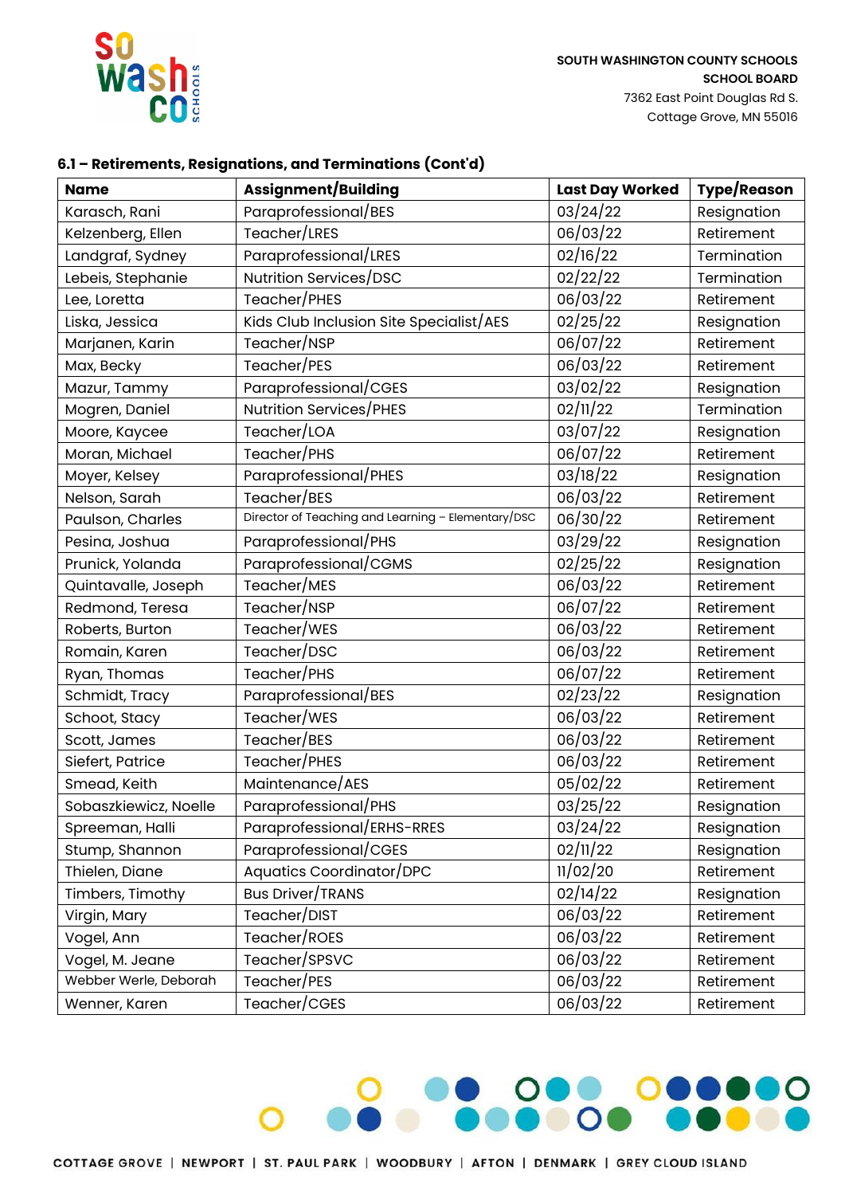SOUTH WASHINGTON COUNTY SCHOOLS
SCHOOL BOARD
7362 East Point Douglas Rd S.
Cottage Grove, MN 55016

### 6.1 – Retirements, Resignations, and Terminations (Cont'd)

| Name | Assignment/Building | Last Day Worked | Type/Reason |
|---|---|---|---|
| Karasch, Rani | Paraprofessional/BES | 03/24/22 | Resignation |
| Kelzenberg, Ellen | Teacher/LRES | 06/03/22 | Retirement |
| Landgraf, Sydney | Paraprofessional/LRES | 02/16/22 | Termination |
| Lebeis, Stephanie | Nutrition Services/DSC | 02/22/22 | Termination |
| Lee, Loretta | Teacher/PHES | 06/03/22 | Retirement |
| Liska, Jessica | Kids Club Inclusion Site Specialist/AES | 02/25/22 | Resignation |
| Marjanen, Karin | Teacher/NSP | 06/07/22 | Retirement |
| Max, Becky | Teacher/PES | 06/03/22 | Retirement |
| Mazur, Tammy | Paraprofessional/CGES | 03/02/22 | Resignation |
| Mogren, Daniel | Nutrition Services/PHES | 02/11/22 | Termination |
| Moore, Kaycee | Teacher/LOA | 03/07/22 | Resignation |
| Moran, Michael | Teacher/PHS | 06/07/22 | Retirement |
| Moyer, Kelsey | Paraprofessional/PHES | 03/18/22 | Resignation |
| Nelson, Sarah | Teacher/BES | 06/03/22 | Retirement |
| Paulson, Charles | Director of Teaching and Learning – Elementary/DSC | 06/30/22 | Retirement |
| Pesina, Joshua | Paraprofessional/PHS | 03/29/22 | Resignation |
| Prunick, Yolanda | Paraprofessional/CGMS | 02/25/22 | Resignation |
| Quintavalle, Joseph | Teacher/MES | 06/03/22 | Retirement |
| Redmond, Teresa | Teacher/NSP | 06/07/22 | Retirement |
| Roberts, Burton | Teacher/WES | 06/03/22 | Retirement |
| Romain, Karen | Teacher/DSC | 06/03/22 | Retirement |
| Ryan, Thomas | Teacher/PHS | 06/07/22 | Retirement |
| Schmidt, Tracy | Paraprofessional/BES | 02/23/22 | Resignation |
| Schoot, Stacy | Teacher/WES | 06/03/22 | Retirement |
| Scott, James | Teacher/BES | 06/03/22 | Retirement |
| Siefert, Patrice | Teacher/PHES | 06/03/22 | Retirement |
| Smead, Keith | Maintenance/AES | 05/02/22 | Retirement |
| Sobaszkiewicz, Noelle | Paraprofessional/PHS | 03/25/22 | Resignation |
| Spreeman, Halli | Paraprofessional/ERHS-RRES | 03/24/22 | Resignation |
| Stump, Shannon | Paraprofessional/CGES | 02/11/22 | Resignation |
| Thielen, Diane | Aquatics Coordinator/DPC | 11/02/20 | Retirement |
| Timbers, Timothy | Bus Driver/TRANS | 02/14/22 | Resignation |
| Virgin, Mary | Teacher/DIST | 06/03/22 | Retirement |
| Vogel, Ann | Teacher/ROES | 06/03/22 | Retirement |
| Vogel, M. Jeane | Teacher/SPSVC | 06/03/22 | Retirement |
| Webber Werle, Deborah | Teacher/PES | 06/03/22 | Retirement |
| Wenner, Karen | Teacher/CGES | 06/03/22 | Retirement |

COTTAGE GROVE | NEWPORT | ST. PAUL PARK | WOODBURY | AFTON | DENMARK | GREY CLOUD ISLAND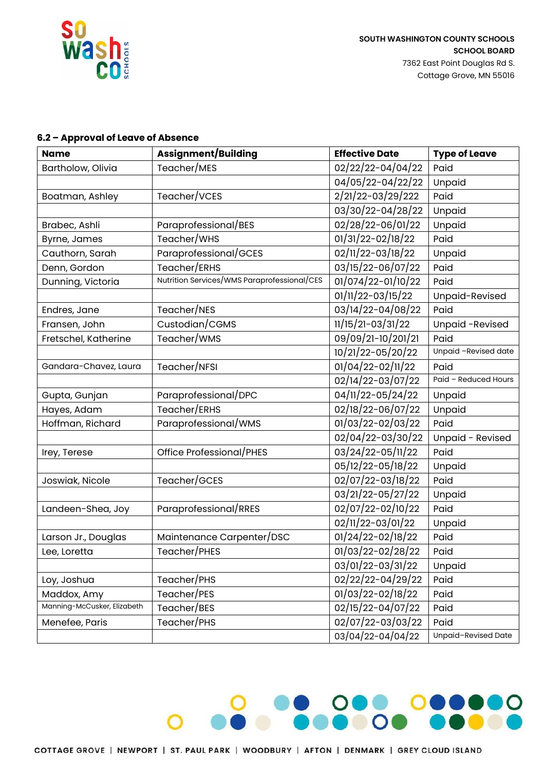SOUTH WASHINGTON COUNTY SCHOOLS
**SCHOOL BOARD**
7362 East Point Douglas Rd S.
Cottage Grove, MN 55016

### 6.2 – Approval of Leave of Absence

| Name | Assignment/Building | Effective Date | Type of Leave |
|---|---|---|---|
| Bartholow, Olivia | Teacher/MES | 02/22/22-04/04/22 | Paid |
| | | 04/05/22-04/22/22 | Unpaid |
| Boatman, Ashley | Teacher/VCES | 2/21/22-03/29/222 | Paid |
| | | 03/30/22-04/28/22 | Unpaid |
| Brabec, Ashli | Paraprofessional/BES | 02/28/22-06/01/22 | Unpaid |
| Byrne, James | Teacher/WHS | 01/31/22-02/18/22 | Paid |
| Cauthorn, Sarah | Paraprofessional/GCES | 02/11/22-03/18/22 | Unpaid |
| Denn, Gordon | Teacher/ERHS | 03/15/22-06/07/22 | Paid |
| Dunning, Victoria | Nutrition Services/WMS Paraprofessional/CES | 01/074/22-01/10/22 | Paid |
| | | 01/11/22-03/15/22 | Unpaid-Revised |
| Endres, Jane | Teacher/NES | 03/14/22-04/08/22 | Paid |
| Fransen, John | Custodian/CGMS | 11/15/21-03/31/22 | Unpaid -Revised |
| Fretschel, Katherine | Teacher/WMS | 09/09/21-10/201/21 | Paid |
| | | 10/21/22-05/20/22 | Unpaid –Revised date |
| Gandara-Chavez, Laura | Teacher/NFSI | 01/04/22-02/11/22 | Paid |
| | | 02/14/22-03/07/22 | Paid – Reduced Hours |
| Gupta, Gunjan | Paraprofessional/DPC | 04/11/22-05/24/22 | Unpaid |
| Hayes, Adam | Teacher/ERHS | 02/18/22-06/07/22 | Unpaid |
| Hoffman, Richard | Paraprofessional/WMS | 01/03/22-02/03/22 | Paid |
| | | 02/04/22-03/30/22 | Unpaid - Revised |
| Irey, Terese | Office Professional/PHES | 03/24/22-05/11/22 | Paid |
| | | 05/12/22-05/18/22 | Unpaid |
| Joswiak, Nicole | Teacher/GCES | 02/07/22-03/18/22 | Paid |
| | | 03/21/22-05/27/22 | Unpaid |
| Landeen-Shea, Joy | Paraprofessional/RRES | 02/07/22-02/10/22 | Paid |
| | | 02/11/22-03/01/22 | Unpaid |
| Larson Jr., Douglas | Maintenance Carpenter/DSC | 01/24/22-02/18/22 | Paid |
| Lee, Loretta | Teacher/PHES | 01/03/22-02/28/22 | Paid |
| | | 03/01/22-03/31/22 | Unpaid |
| Loy, Joshua | Teacher/PHS | 02/22/22-04/29/22 | Paid |
| Maddox, Amy | Teacher/PES | 01/03/22-02/18/22 | Paid |
| Manning-McCusker, Elizabeth | Teacher/BES | 02/15/22-04/07/22 | Paid |
| Menefee, Paris | Teacher/PHS | 02/07/22-03/03/22 | Paid |
| | | 03/04/22-04/04/22 | Unpaid–Revised Date |

COTTAGE GROVE | NEWPORT | ST. PAUL PARK | WOODBURY | AFTON | DENMARK | GREY CLOUD ISLAND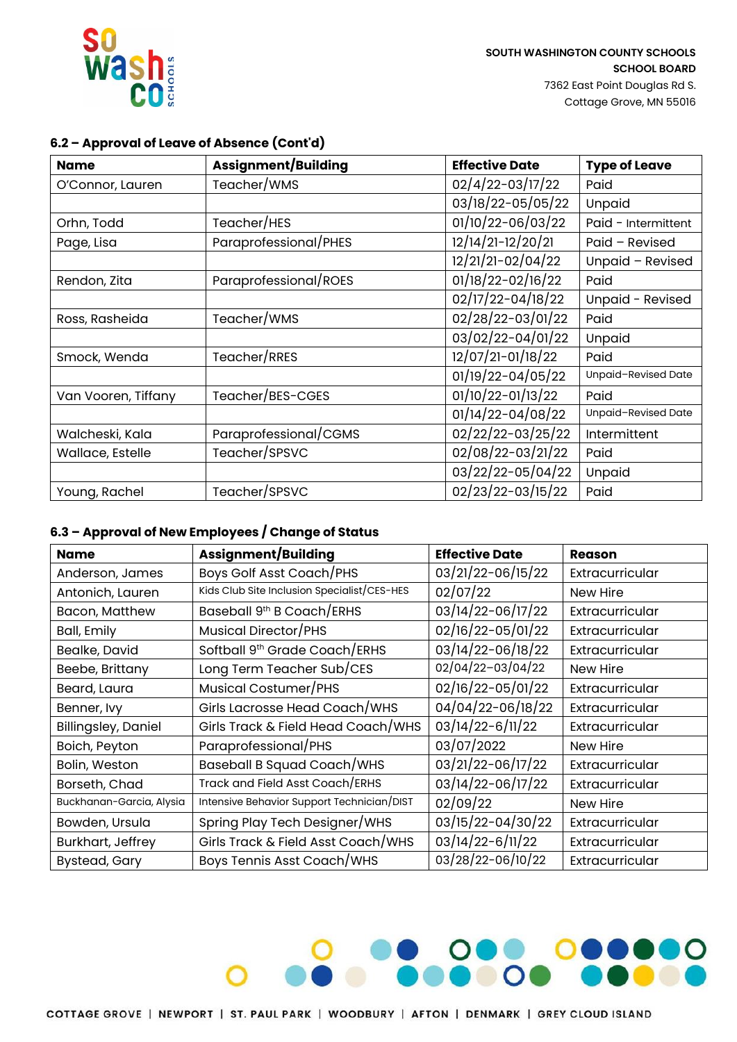SOUTH WASHINGTON COUNTY SCHOOLS
SCHOOL BOARD
7362 East Point Douglas Rd S.
Cottage Grove, MN 55016

### 6.2 – Approval of Leave of Absence (Cont'd)

| Name | Assignment/Building | Effective Date | Type of Leave |
|---|---|---|---|
| O'Connor, Lauren | Teacher/WMS | 02/4/22-03/17/22 | Paid |
| | | 03/18/22-05/05/22 | Unpaid |
| Orhn, Todd | Teacher/HES | 01/10/22-06/03/22 | Paid - Intermittent |
| Page, Lisa | Paraprofessional/PHES | 12/14/21-12/20/21 | Paid – Revised |
| | | 12/21/21-02/04/22 | Unpaid – Revised |
| Rendon, Zita | Paraprofessional/ROES | 01/18/22-02/16/22 | Paid |
| | | 02/17/22-04/18/22 | Unpaid - Revised |
| Ross, Rasheida | Teacher/WMS | 02/28/22-03/01/22 | Paid |
| | | 03/02/22-04/01/22 | Unpaid |
| Smock, Wenda | Teacher/RRES | 12/07/21-01/18/22 | Paid |
| | | 01/19/22-04/05/22 | Unpaid–Revised Date |
| Van Vooren, Tiffany | Teacher/BES-CGES | 01/10/22-01/13/22 | Paid |
| | | 01/14/22-04/08/22 | Unpaid–Revised Date |
| Walcheski, Kala | Paraprofessional/CGMS | 02/22/22-03/25/22 | Intermittent |
| Wallace, Estelle | Teacher/SPSVC | 02/08/22-03/21/22 | Paid |
| | | 03/22/22-05/04/22 | Unpaid |
| Young, Rachel | Teacher/SPSVC | 02/23/22-03/15/22 | Paid |

### 6.3 – Approval of New Employees / Change of Status

| Name | Assignment/Building | Effective Date | Reason |
|---|---|---|---|
| Anderson, James | Boys Golf Asst Coach/PHS | 03/21/22-06/15/22 | Extracurricular |
| Antonich, Lauren | Kids Club Site Inclusion Specialist/CES-HES | 02/07/22 | New Hire |
| Bacon, Matthew | Baseball 9th B Coach/ERHS | 03/14/22-06/17/22 | Extracurricular |
| Ball, Emily | Musical Director/PHS | 02/16/22-05/01/22 | Extracurricular |
| Bealke, David | Softball 9th Grade Coach/ERHS | 03/14/22-06/18/22 | Extracurricular |
| Beebe, Brittany | Long Term Teacher Sub/CES | 02/04/22-03/04/22 | New Hire |
| Beard, Laura | Musical Costumer/PHS | 02/16/22-05/01/22 | Extracurricular |
| Benner, Ivy | Girls Lacrosse Head Coach/WHS | 04/04/22-06/18/22 | Extracurricular |
| Billingsley, Daniel | Girls Track & Field Head Coach/WHS | 03/14/22-6/11/22 | Extracurricular |
| Boich, Peyton | Paraprofessional/PHS | 03/07/2022 | New Hire |
| Bolin, Weston | Baseball B Squad Coach/WHS | 03/21/22-06/17/22 | Extracurricular |
| Borseth, Chad | Track and Field Asst Coach/ERHS | 03/14/22-06/17/22 | Extracurricular |
| Buckhanan-Garcia, Alysia | Intensive Behavior Support Technician/DIST | 02/09/22 | New Hire |
| Bowden, Ursula | Spring Play Tech Designer/WHS | 03/15/22-04/30/22 | Extracurricular |
| Burkhart, Jeffrey | Girls Track & Field Asst Coach/WHS | 03/14/22-6/11/22 | Extracurricular |
| Bystead, Gary | Boys Tennis Asst Coach/WHS | 03/28/22-06/10/22 | Extracurricular |

COTTAGE GROVE | NEWPORT | ST. PAUL PARK | WOODBURY | AFTON | DENMARK | GREY CLOUD ISLAND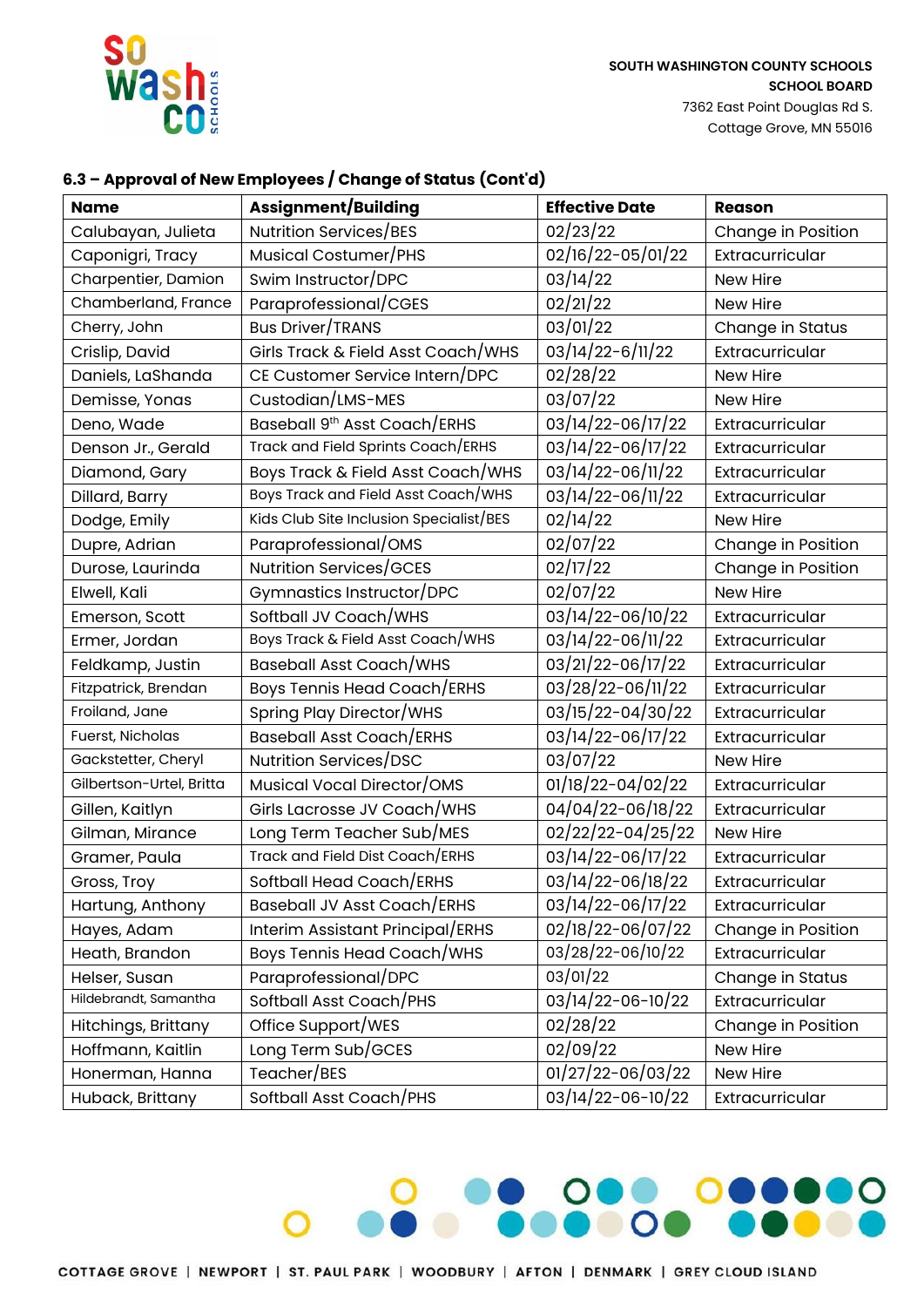SOUTH WASHINGTON COUNTY SCHOOLS
SCHOOL BOARD
7362 East Point Douglas Rd S.
Cottage Grove, MN 55016

### 6.3 – Approval of New Employees / Change of Status (Cont'd)

| Name | Assignment/Building | Effective Date | Reason |
|---|---|---|---|
| Calubayan, Julieta | Nutrition Services/BES | 02/23/22 | Change in Position |
| Caponigri, Tracy | Musical Costumer/PHS | 02/16/22-05/01/22 | Extracurricular |
| Charpentier, Damion | Swim Instructor/DPC | 03/14/22 | New Hire |
| Chamberland, France | Paraprofessional/CGES | 02/21/22 | New Hire |
| Cherry, John | Bus Driver/TRANS | 03/01/22 | Change in Status |
| Crislip, David | Girls Track & Field Asst Coach/WHS | 03/14/22-6/11/22 | Extracurricular |
| Daniels, LaShanda | CE Customer Service Intern/DPC | 02/28/22 | New Hire |
| Demisse, Yonas | Custodian/LMS-MES | 03/07/22 | New Hire |
| Deno, Wade | Baseball 9th Asst Coach/ERHS | 03/14/22-06/17/22 | Extracurricular |
| Denson Jr., Gerald | Track and Field Sprints Coach/ERHS | 03/14/22-06/17/22 | Extracurricular |
| Diamond, Gary | Boys Track & Field Asst Coach/WHS | 03/14/22-06/11/22 | Extracurricular |
| Dillard, Barry | Boys Track and Field Asst Coach/WHS | 03/14/22-06/11/22 | Extracurricular |
| Dodge, Emily | Kids Club Site Inclusion Specialist/BES | 02/14/22 | New Hire |
| Dupre, Adrian | Paraprofessional/OMS | 02/07/22 | Change in Position |
| Durose, Laurinda | Nutrition Services/GCES | 02/17/22 | Change in Position |
| Elwell, Kali | Gymnastics Instructor/DPC | 02/07/22 | New Hire |
| Emerson, Scott | Softball JV Coach/WHS | 03/14/22-06/10/22 | Extracurricular |
| Ermer, Jordan | Boys Track & Field Asst Coach/WHS | 03/14/22-06/11/22 | Extracurricular |
| Feldkamp, Justin | Baseball Asst Coach/WHS | 03/21/22-06/17/22 | Extracurricular |
| Fitzpatrick, Brendan | Boys Tennis Head Coach/ERHS | 03/28/22-06/11/22 | Extracurricular |
| Froiland, Jane | Spring Play Director/WHS | 03/15/22-04/30/22 | Extracurricular |
| Fuerst, Nicholas | Baseball Asst Coach/ERHS | 03/14/22-06/17/22 | Extracurricular |
| Gackstetter, Cheryl | Nutrition Services/DSC | 03/07/22 | New Hire |
| Gilbertson-Urtel, Britta | Musical Vocal Director/OMS | 01/18/22-04/02/22 | Extracurricular |
| Gillen, Kaitlyn | Girls Lacrosse JV Coach/WHS | 04/04/22-06/18/22 | Extracurricular |
| Gilman, Mirance | Long Term Teacher Sub/MES | 02/22/22-04/25/22 | New Hire |
| Gramer, Paula | Track and Field Dist Coach/ERHS | 03/14/22-06/17/22 | Extracurricular |
| Gross, Troy | Softball Head Coach/ERHS | 03/14/22-06/18/22 | Extracurricular |
| Hartung, Anthony | Baseball JV Asst Coach/ERHS | 03/14/22-06/17/22 | Extracurricular |
| Hayes, Adam | Interim Assistant Principal/ERHS | 02/18/22-06/07/22 | Change in Position |
| Heath, Brandon | Boys Tennis Head Coach/WHS | 03/28/22-06/10/22 | Extracurricular |
| Helser, Susan | Paraprofessional/DPC | 03/01/22 | Change in Status |
| Hildebrandt, Samantha | Softball Asst Coach/PHS | 03/14/22-06-10/22 | Extracurricular |
| Hitchings, Brittany | Office Support/WES | 02/28/22 | Change in Position |
| Hoffmann, Kaitlin | Long Term Sub/GCES | 02/09/22 | New Hire |
| Honerman, Hanna | Teacher/BES | 01/27/22-06/03/22 | New Hire |
| Huback, Brittany | Softball Asst Coach/PHS | 03/14/22-06-10/22 | Extracurricular |

COTTAGE GROVE | NEWPORT | ST. PAUL PARK | WOODBURY | AFTON | DENMARK | GREY CLOUD ISLAND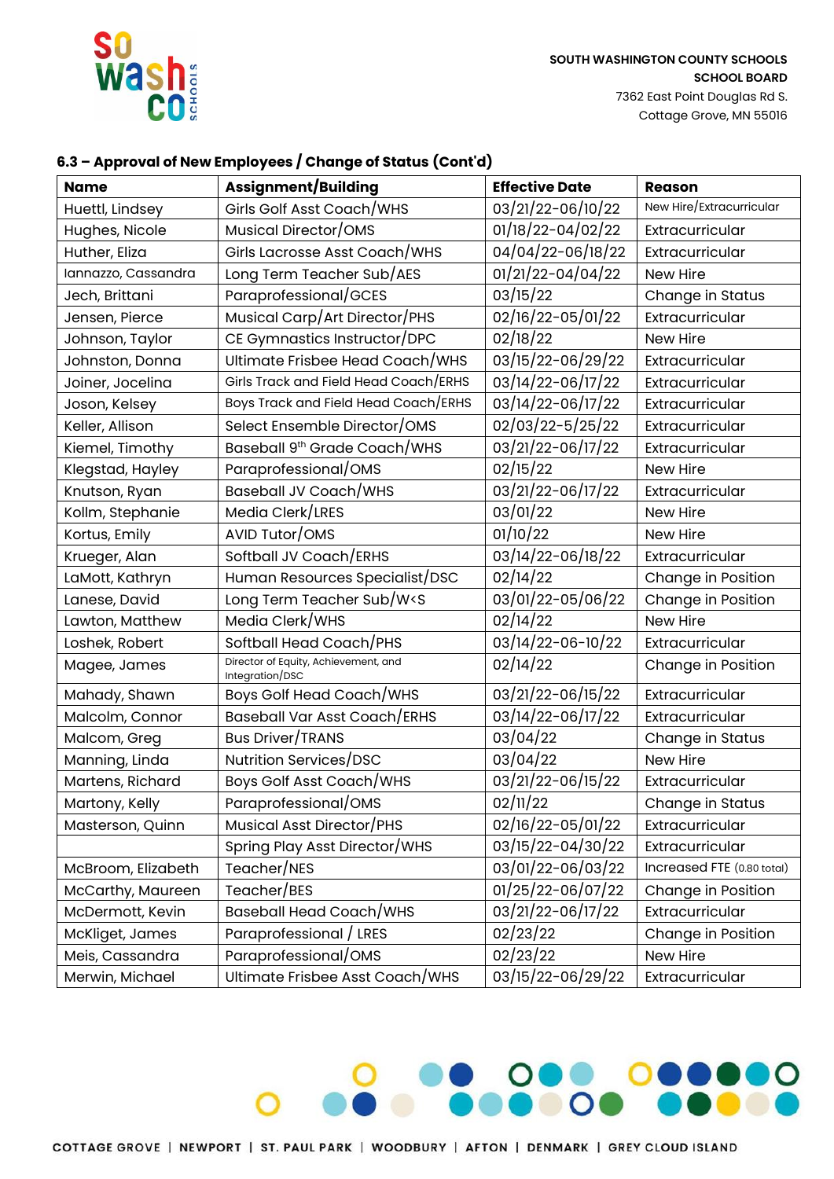SOUTH WASHINGTON COUNTY SCHOOLS
SCHOOL BOARD
7362 East Point Douglas Rd S.
Cottage Grove, MN 55016

### 6.3 – Approval of New Employees / Change of Status (Cont'd)

| Name | Assignment/Building | Effective Date | Reason |
|---|---|---|---|
| Huettl, Lindsey | Girls Golf Asst Coach/WHS | 03/21/22-06/10/22 | New Hire/Extracurricular |
| Hughes, Nicole | Musical Director/OMS | 01/18/22-04/02/22 | Extracurricular |
| Huther, Eliza | Girls Lacrosse Asst Coach/WHS | 04/04/22-06/18/22 | Extracurricular |
| Iannazzo, Cassandra | Long Term Teacher Sub/AES | 01/21/22-04/04/22 | New Hire |
| Jech, Brittani | Paraprofessional/GCES | 03/15/22 | Change in Status |
| Jensen, Pierce | Musical Carp/Art Director/PHS | 02/16/22-05/01/22 | Extracurricular |
| Johnson, Taylor | CE Gymnastics Instructor/DPC | 02/18/22 | New Hire |
| Johnston, Donna | Ultimate Frisbee Head Coach/WHS | 03/15/22-06/29/22 | Extracurricular |
| Joiner, Jocelina | Girls Track and Field Head Coach/ERHS | 03/14/22-06/17/22 | Extracurricular |
| Joson, Kelsey | Boys Track and Field Head Coach/ERHS | 03/14/22-06/17/22 | Extracurricular |
| Keller, Allison | Select Ensemble Director/OMS | 02/03/22-5/25/22 | Extracurricular |
| Kiemel, Timothy | Baseball 9th Grade Coach/WHS | 03/21/22-06/17/22 | Extracurricular |
| Klegstad, Hayley | Paraprofessional/OMS | 02/15/22 | New Hire |
| Knutson, Ryan | Baseball JV Coach/WHS | 03/21/22-06/17/22 | Extracurricular |
| Kollm, Stephanie | Media Clerk/LRES | 03/01/22 | New Hire |
| Kortus, Emily | AVID Tutor/OMS | 01/10/22 | New Hire |
| Krueger, Alan | Softball JV Coach/ERHS | 03/14/22-06/18/22 | Extracurricular |
| LaMott, Kathryn | Human Resources Specialist/DSC | 02/14/22 | Change in Position |
| Lanese, David | Long Term Teacher Sub/W<S | 03/01/22-05/06/22 | Change in Position |
| Lawton, Matthew | Media Clerk/WHS | 02/14/22 | New Hire |
| Loshek, Robert | Softball Head Coach/PHS | 03/14/22-06-10/22 | Extracurricular |
| Magee, James | Director of Equity, Achievement, and Integration/DSC | 02/14/22 | Change in Position |
| Mahady, Shawn | Boys Golf Head Coach/WHS | 03/21/22-06/15/22 | Extracurricular |
| Malcolm, Connor | Baseball Var Asst Coach/ERHS | 03/14/22-06/17/22 | Extracurricular |
| Malcom, Greg | Bus Driver/TRANS | 03/04/22 | Change in Status |
| Manning, Linda | Nutrition Services/DSC | 03/04/22 | New Hire |
| Martens, Richard | Boys Golf Asst Coach/WHS | 03/21/22-06/15/22 | Extracurricular |
| Martony, Kelly | Paraprofessional/OMS | 02/11/22 | Change in Status |
| Masterson, Quinn | Musical Asst Director/PHS | 02/16/22-05/01/22 | Extracurricular |
| | Spring Play Asst Director/WHS | 03/15/22-04/30/22 | Extracurricular |
| McBroom, Elizabeth | Teacher/NES | 03/01/22-06/03/22 | Increased FTE (0.80 total) |
| McCarthy, Maureen | Teacher/BES | 01/25/22-06/07/22 | Change in Position |
| McDermott, Kevin | Baseball Head Coach/WHS | 03/21/22-06/17/22 | Extracurricular |
| McKliget, James | Paraprofessional / LRES | 02/23/22 | Change in Position |
| Meis, Cassandra | Paraprofessional/OMS | 02/23/22 | New Hire |
| Merwin, Michael | Ultimate Frisbee Asst Coach/WHS | 03/15/22-06/29/22 | Extracurricular |

COTTAGE GROVE | NEWPORT | ST. PAUL PARK | WOODBURY | AFTON | DENMARK | GREY CLOUD ISLAND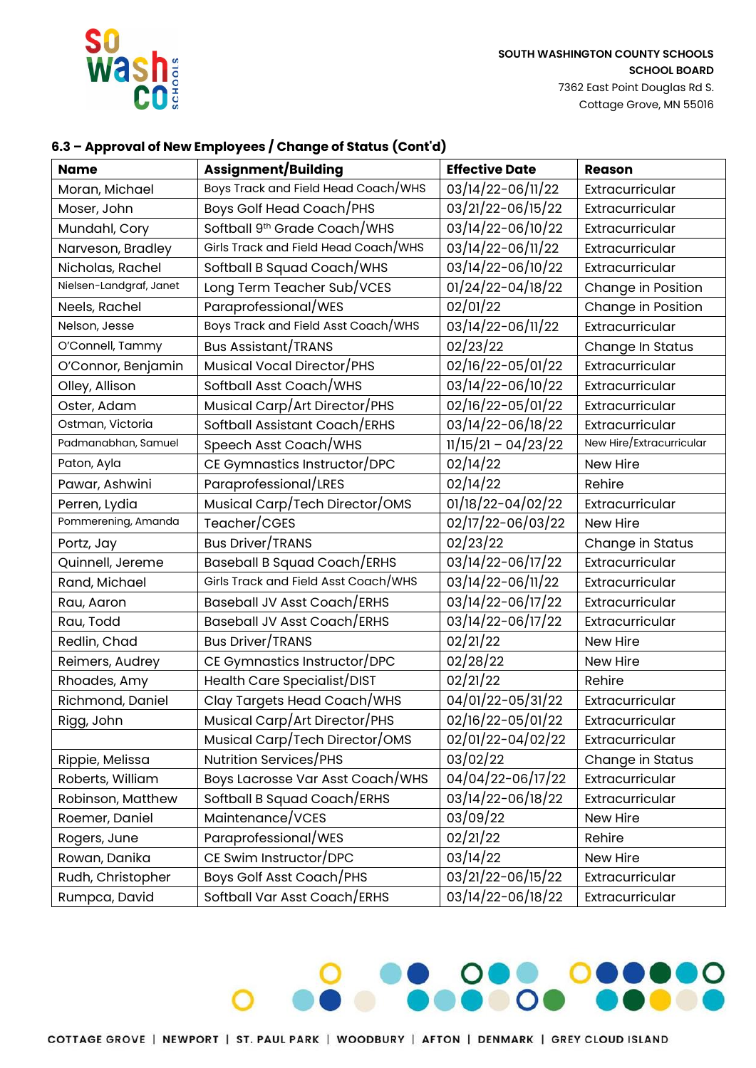SOUTH WASHINGTON COUNTY SCHOOLS
SCHOOL BOARD
7362 East Point Douglas Rd S.
Cottage Grove, MN 55016

## 6.3 – Approval of New Employees / Change of Status (Cont'd)

| Name | Assignment/Building | Effective Date | Reason |
|---|---|---|---|
| Moran, Michael | Boys Track and Field Head Coach/WHS | 03/14/22-06/11/22 | Extracurricular |
| Moser, John | Boys Golf Head Coach/PHS | 03/21/22-06/15/22 | Extracurricular |
| Mundahl, Cory | Softball 9th Grade Coach/WHS | 03/14/22-06/10/22 | Extracurricular |
| Narveson, Bradley | Girls Track and Field Head Coach/WHS | 03/14/22-06/11/22 | Extracurricular |
| Nicholas, Rachel | Softball B Squad Coach/WHS | 03/14/22-06/10/22 | Extracurricular |
| Nielsen-Landgraf, Janet | Long Term Teacher Sub/VCES | 01/24/22-04/18/22 | Change in Position |
| Neels, Rachel | Paraprofessional/WES | 02/01/22 | Change in Position |
| Nelson, Jesse | Boys Track and Field Asst Coach/WHS | 03/14/22-06/11/22 | Extracurricular |
| O'Connell, Tammy | Bus Assistant/TRANS | 02/23/22 | Change In Status |
| O'Connor, Benjamin | Musical Vocal Director/PHS | 02/16/22-05/01/22 | Extracurricular |
| Olley, Allison | Softball Asst Coach/WHS | 03/14/22-06/10/22 | Extracurricular |
| Oster, Adam | Musical Carp/Art Director/PHS | 02/16/22-05/01/22 | Extracurricular |
| Ostman, Victoria | Softball Assistant Coach/ERHS | 03/14/22-06/18/22 | Extracurricular |
| Padmanabhan, Samuel | Speech Asst Coach/WHS | 11/15/21 – 04/23/22 | New Hire/Extracurricular |
| Paton, Ayla | CE Gymnastics Instructor/DPC | 02/14/22 | New Hire |
| Pawar, Ashwini | Paraprofessional/LRES | 02/14/22 | Rehire |
| Perren, Lydia | Musical Carp/Tech Director/OMS | 01/18/22-04/02/22 | Extracurricular |
| Pommerening, Amanda | Teacher/CGES | 02/17/22-06/03/22 | New Hire |
| Portz, Jay | Bus Driver/TRANS | 02/23/22 | Change in Status |
| Quinnell, Jereme | Baseball B Squad Coach/ERHS | 03/14/22-06/17/22 | Extracurricular |
| Rand, Michael | Girls Track and Field Asst Coach/WHS | 03/14/22-06/11/22 | Extracurricular |
| Rau, Aaron | Baseball JV Asst Coach/ERHS | 03/14/22-06/17/22 | Extracurricular |
| Rau, Todd | Baseball JV Asst Coach/ERHS | 03/14/22-06/17/22 | Extracurricular |
| Redlin, Chad | Bus Driver/TRANS | 02/21/22 | New Hire |
| Reimers, Audrey | CE Gymnastics Instructor/DPC | 02/28/22 | New Hire |
| Rhoades, Amy | Health Care Specialist/DIST | 02/21/22 | Rehire |
| Richmond, Daniel | Clay Targets Head Coach/WHS | 04/01/22-05/31/22 | Extracurricular |
| Rigg, John | Musical Carp/Art Director/PHS | 02/16/22-05/01/22 | Extracurricular |
| | Musical Carp/Tech Director/OMS | 02/01/22-04/02/22 | Extracurricular |
| Rippie, Melissa | Nutrition Services/PHS | 03/02/22 | Change in Status |
| Roberts, William | Boys Lacrosse Var Asst Coach/WHS | 04/04/22-06/17/22 | Extracurricular |
| Robinson, Matthew | Softball B Squad Coach/ERHS | 03/14/22-06/18/22 | Extracurricular |
| Roemer, Daniel | Maintenance/VCES | 03/09/22 | New Hire |
| Rogers, June | Paraprofessional/WES | 02/21/22 | Rehire |
| Rowan, Danika | CE Swim Instructor/DPC | 03/14/22 | New Hire |
| Rudh, Christopher | Boys Golf Asst Coach/PHS | 03/21/22-06/15/22 | Extracurricular |
| Rumpca, David | Softball Var Asst Coach/ERHS | 03/14/22-06/18/22 | Extracurricular |

COTTAGE GROVE | NEWPORT | ST. PAUL PARK | WOODBURY | AFTON | DENMARK | GREY CLOUD ISLAND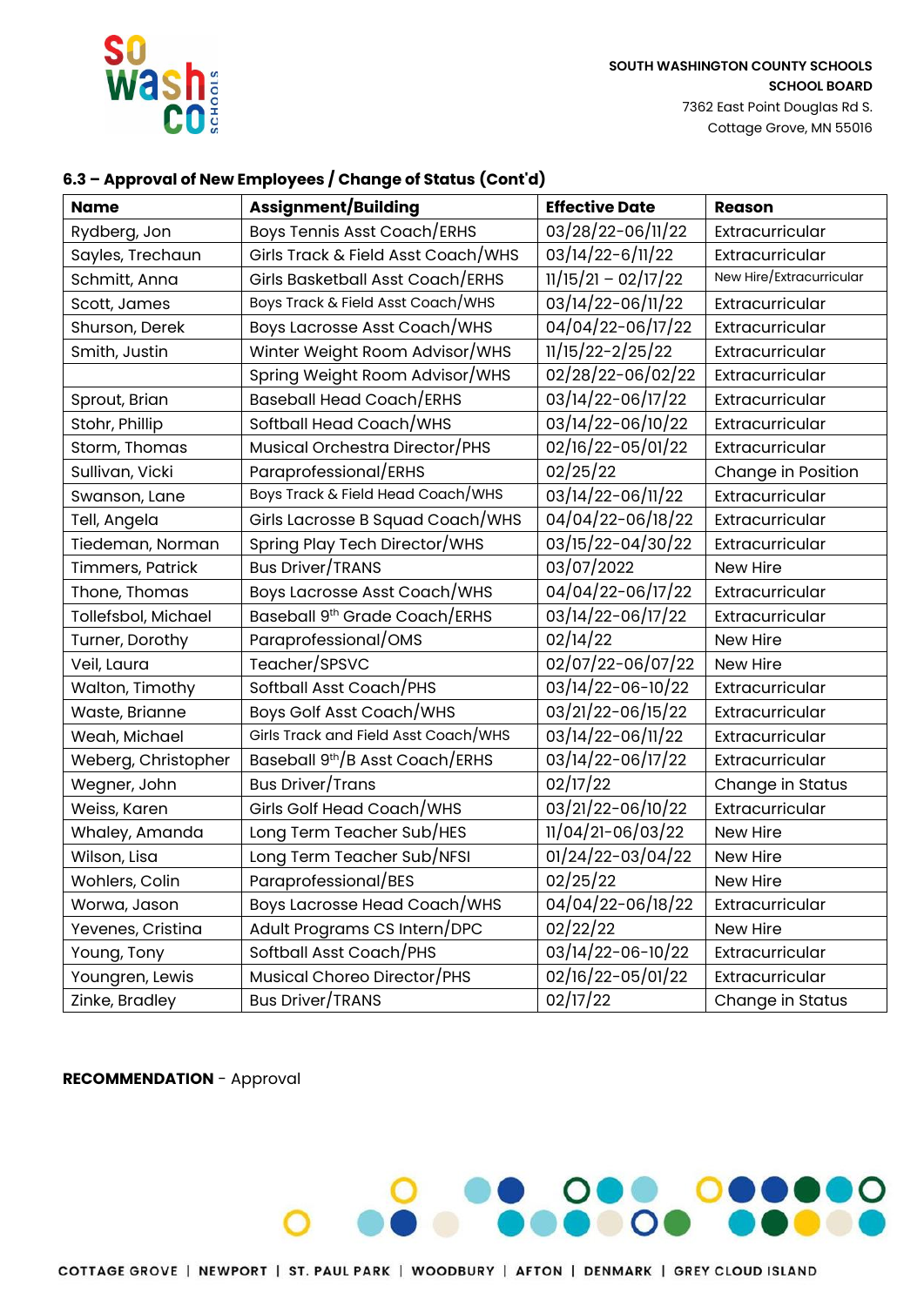SOUTH WASHINGTON COUNTY SCHOOLS
SCHOOL BOARD
7362 East Point Douglas Rd S.
Cottage Grove, MN 55016

### 6.3 – Approval of New Employees / Change of Status (Cont'd)

| Name | Assignment/Building | Effective Date | Reason |
|---|---|---|---|
| Rydberg, Jon | Boys Tennis Asst Coach/ERHS | 03/28/22-06/11/22 | Extracurricular |
| Sayles, Trechaun | Girls Track & Field Asst Coach/WHS | 03/14/22-6/11/22 | Extracurricular |
| Schmitt, Anna | Girls Basketball Asst Coach/ERHS | 11/15/21 – 02/17/22 | New Hire/Extracurricular |
| Scott, James | Boys Track & Field Asst Coach/WHS | 03/14/22-06/11/22 | Extracurricular |
| Shurson, Derek | Boys Lacrosse Asst Coach/WHS | 04/04/22-06/17/22 | Extracurricular |
| Smith, Justin | Winter Weight Room Advisor/WHS | 11/15/22-2/25/22 | Extracurricular |
| | Spring Weight Room Advisor/WHS | 02/28/22-06/02/22 | Extracurricular |
| Sprout, Brian | Baseball Head Coach/ERHS | 03/14/22-06/17/22 | Extracurricular |
| Stohr, Phillip | Softball Head Coach/WHS | 03/14/22-06/10/22 | Extracurricular |
| Storm, Thomas | Musical Orchestra Director/PHS | 02/16/22-05/01/22 | Extracurricular |
| Sullivan, Vicki | Paraprofessional/ERHS | 02/25/22 | Change in Position |
| Swanson, Lane | Boys Track & Field Head Coach/WHS | 03/14/22-06/11/22 | Extracurricular |
| Tell, Angela | Girls Lacrosse B Squad Coach/WHS | 04/04/22-06/18/22 | Extracurricular |
| Tiedeman, Norman | Spring Play Tech Director/WHS | 03/15/22-04/30/22 | Extracurricular |
| Timmers, Patrick | Bus Driver/TRANS | 03/07/2022 | New Hire |
| Thone, Thomas | Boys Lacrosse Asst Coach/WHS | 04/04/22-06/17/22 | Extracurricular |
| Tollefsbol, Michael | Baseball 9th Grade Coach/ERHS | 03/14/22-06/17/22 | Extracurricular |
| Turner, Dorothy | Paraprofessional/OMS | 02/14/22 | New Hire |
| Veil, Laura | Teacher/SPSVC | 02/07/22-06/07/22 | New Hire |
| Walton, Timothy | Softball Asst Coach/PHS | 03/14/22-06-10/22 | Extracurricular |
| Waste, Brianne | Boys Golf Asst Coach/WHS | 03/21/22-06/15/22 | Extracurricular |
| Weah, Michael | Girls Track and Field Asst Coach/WHS | 03/14/22-06/11/22 | Extracurricular |
| Weberg, Christopher | Baseball 9th/B Asst Coach/ERHS | 03/14/22-06/17/22 | Extracurricular |
| Wegner, John | Bus Driver/Trans | 02/17/22 | Change in Status |
| Weiss, Karen | Girls Golf Head Coach/WHS | 03/21/22-06/10/22 | Extracurricular |
| Whaley, Amanda | Long Term Teacher Sub/HES | 11/04/21-06/03/22 | New Hire |
| Wilson, Lisa | Long Term Teacher Sub/NFSI | 01/24/22-03/04/22 | New Hire |
| Wohlers, Colin | Paraprofessional/BES | 02/25/22 | New Hire |
| Worwa, Jason | Boys Lacrosse Head Coach/WHS | 04/04/22-06/18/22 | Extracurricular |
| Yevenes, Cristina | Adult Programs CS Intern/DPC | 02/22/22 | New Hire |
| Young, Tony | Softball Asst Coach/PHS | 03/14/22-06-10/22 | Extracurricular |
| Youngren, Lewis | Musical Choreo Director/PHS | 02/16/22-05/01/22 | Extracurricular |
| Zinke, Bradley | Bus Driver/TRANS | 02/17/22 | Change in Status |

**RECOMMENDATION** - Approval